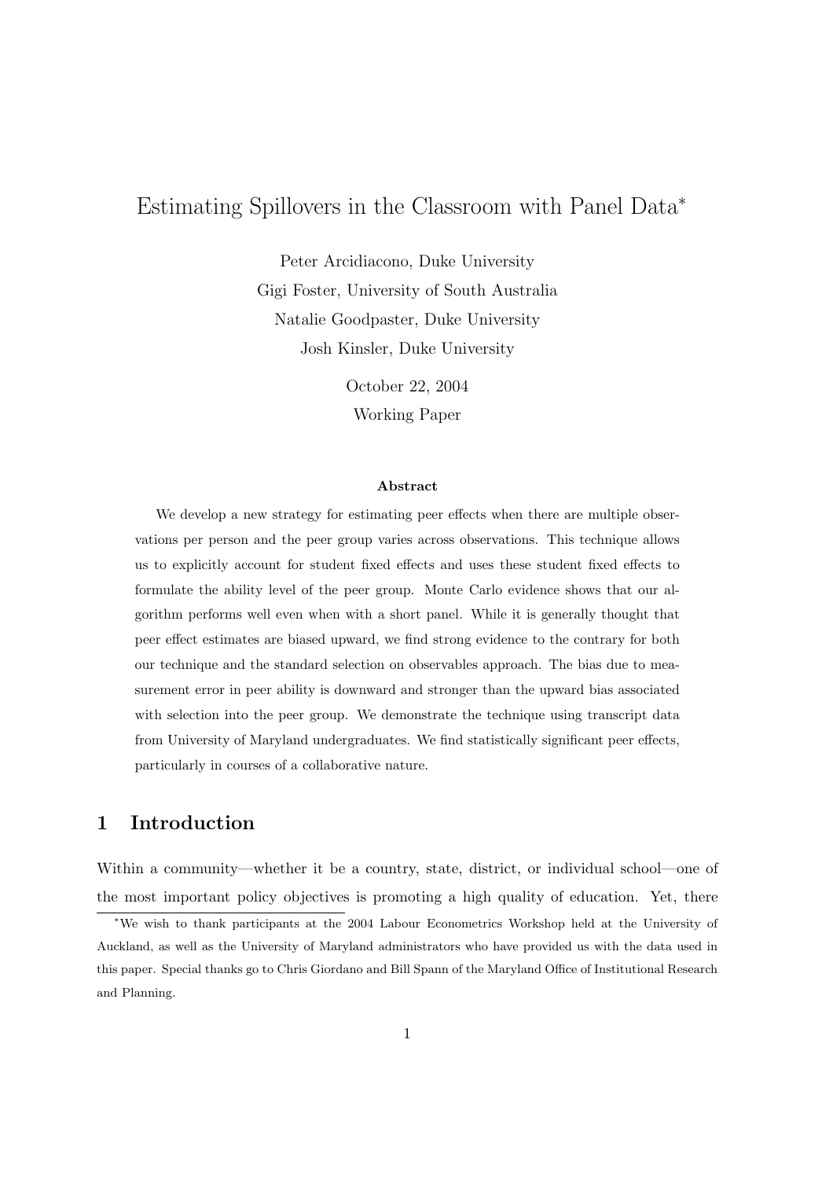# Estimating Spillovers in the Classroom with Panel Data*

Peter Arcidiacono, Duke University

Gigi Foster, University of South Australia

Natalie Goodpaster, Duke University

Josh Kinsler, Duke University

October 22, 2004

Working Paper

### Abstract

We develop a new strategy for estimating peer effects when there are multiple observations per person and the peer group varies across observations. This technique allows us to explicitly account for student fixed effects and uses these student fixed effects to formulate the ability level of the peer group. Monte Carlo evidence shows that our algorithm performs well even when with a short panel. While it is generally thought that peer effect estimates are biased upward, we find strong evidence to the contrary for both our technique and the standard selection on observables approach. The bias due to measurement error in peer ability is downward and stronger than the upward bias associated with selection into the peer group. We demonstrate the technique using transcript data from University of Maryland undergraduates. We find statistically significant peer effects, particularly in courses of a collaborative nature.

## 1 Introduction

Within a community—whether it be a country, state, district, or individual school—one of the most important policy objectives is promoting a high quality of education. Yet, there

*We wish to thank participants at the 2004 Labour Econometrics Workshop held at the University of Auckland, as well as the University of Maryland administrators who have provided us with the data used in this paper. Special thanks go to Chris Giordano and Bill Spann of the Maryland Office of Institutional Research and Planning.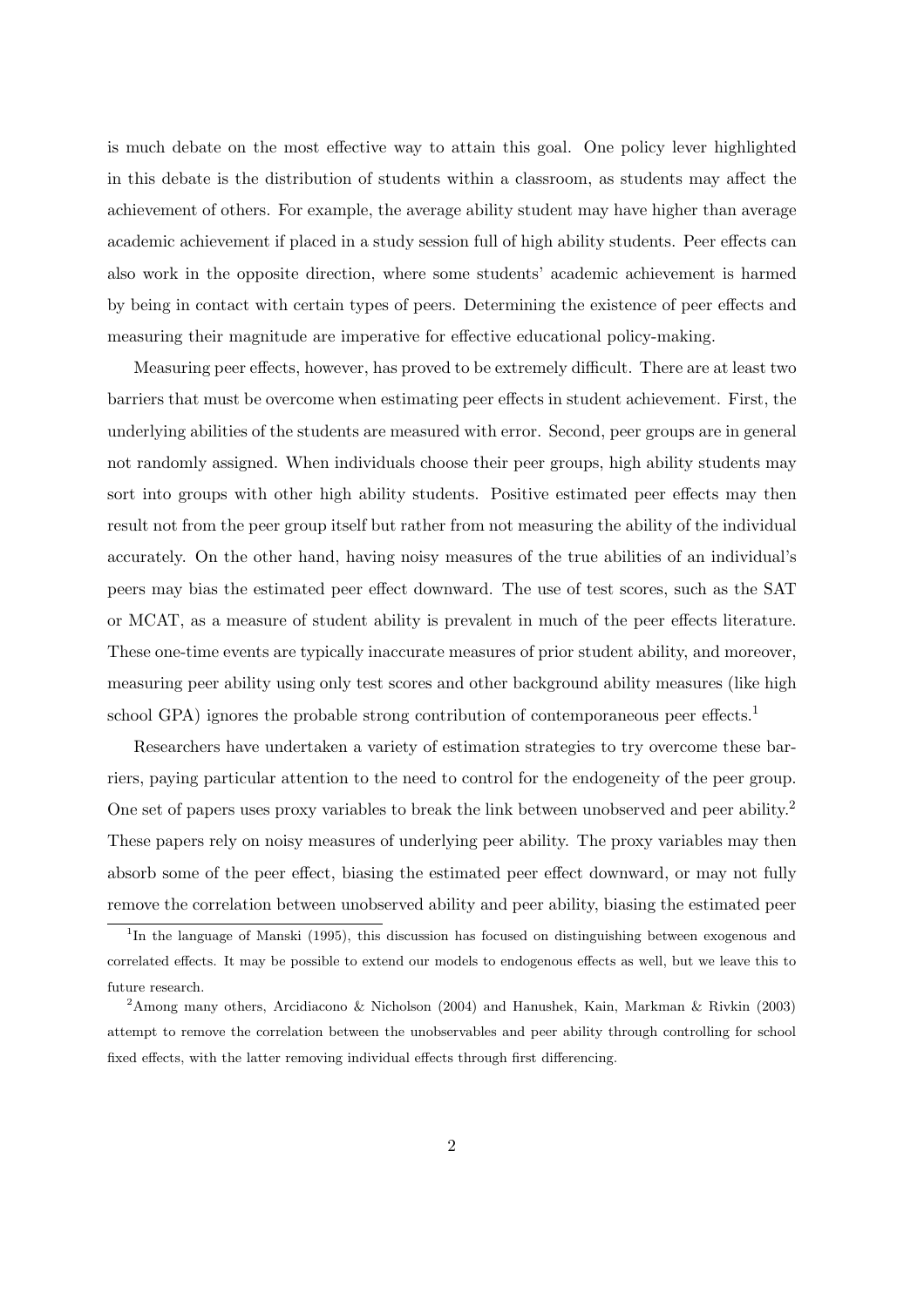is much debate on the most effective way to attain this goal. One policy lever highlighted in this debate is the distribution of students within a classroom, as students may affect the achievement of others. For example, the average ability student may have higher than average academic achievement if placed in a study session full of high ability students. Peer effects can also work in the opposite direction, where some students' academic achievement is harmed by being in contact with certain types of peers. Determining the existence of peer effects and measuring their magnitude are imperative for effective educational policy-making.

Measuring peer effects, however, has proved to be extremely difficult. There are at least two barriers that must be overcome when estimating peer effects in student achievement. First, the underlying abilities of the students are measured with error. Second, peer groups are in general not randomly assigned. When individuals choose their peer groups, high ability students may sort into groups with other high ability students. Positive estimated peer effects may then result not from the peer group itself but rather from not measuring the ability of the individual accurately. On the other hand, having noisy measures of the true abilities of an individual's peers may bias the estimated peer effect downward. The use of test scores, such as the SAT or MCAT, as a measure of student ability is prevalent in much of the peer effects literature. These one-time events are typically inaccurate measures of prior student ability, and moreover, measuring peer ability using only test scores and other background ability measures (like high school GPA) ignores the probable strong contribution of contemporaneous peer effects.[1]

Researchers have undertaken a variety of estimation strategies to try overcome these barriers, paying particular attention to the need to control for the endogeneity of the peer group. One set of papers uses proxy variables to break the link between unobserved and peer ability.[2] These papers rely on noisy measures of underlying peer ability. The proxy variables may then absorb some of the peer effect, biasing the estimated peer effect downward, or may not fully remove the correlation between unobserved ability and peer ability, biasing the estimated peer

[1] In the language of Manski (1995), this discussion has focused on distinguishing between exogenous and correlated effects. It may be possible to extend our models to endogenous effects as well, but we leave this to future research.

[2] Among many others, Arcidiacono & Nicholson (2004) and Hanushek, Kain, Markman & Rivkin (2003) attempt to remove the correlation between the unobservables and peer ability through controlling for school fixed effects, with the latter removing individual effects through first differencing.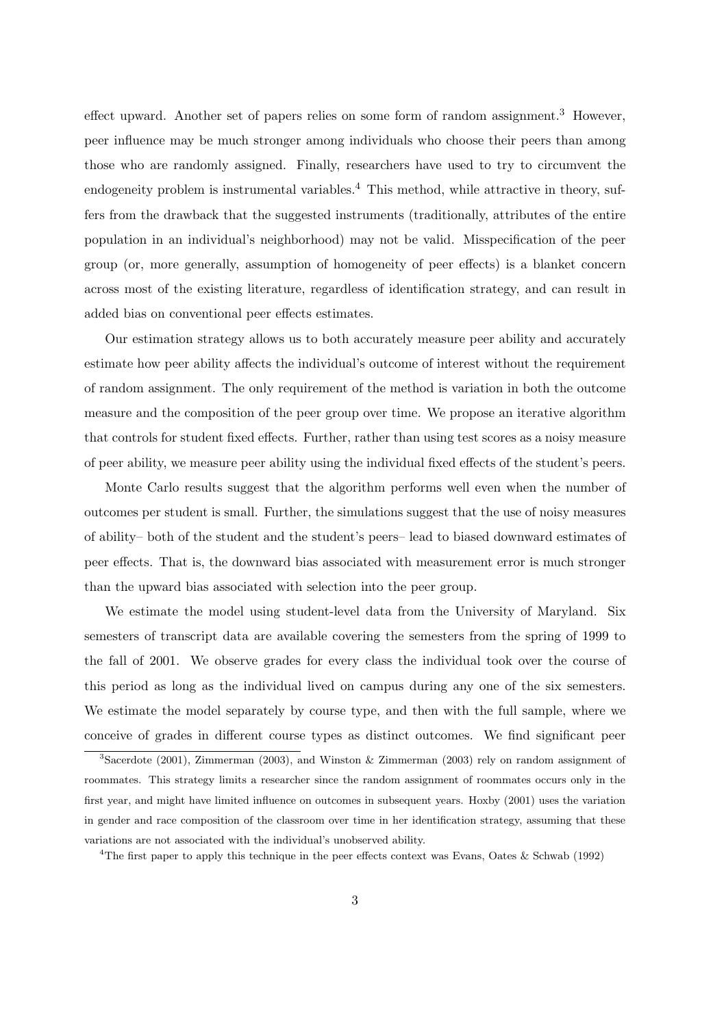effect upward. Another set of papers relies on some form of random assignment.[3] However, peer influence may be much stronger among individuals who choose their peers than among those who are randomly assigned. Finally, researchers have used to try to circumvent the endogeneity problem is instrumental variables.[4] This method, while attractive in theory, suffers from the drawback that the suggested instruments (traditionally, attributes of the entire population in an individual's neighborhood) may not be valid. Misspecification of the peer group (or, more generally, assumption of homogeneity of peer effects) is a blanket concern across most of the existing literature, regardless of identification strategy, and can result in added bias on conventional peer effects estimates.

Our estimation strategy allows us to both accurately measure peer ability and accurately estimate how peer ability affects the individual's outcome of interest without the requirement of random assignment. The only requirement of the method is variation in both the outcome measure and the composition of the peer group over time. We propose an iterative algorithm that controls for student fixed effects. Further, rather than using test scores as a noisy measure of peer ability, we measure peer ability using the individual fixed effects of the student's peers.

Monte Carlo results suggest that the algorithm performs well even when the number of outcomes per student is small. Further, the simulations suggest that the use of noisy measures of ability– both of the student and the student's peers– lead to biased downward estimates of peer effects. That is, the downward bias associated with measurement error is much stronger than the upward bias associated with selection into the peer group.

We estimate the model using student-level data from the University of Maryland. Six semesters of transcript data are available covering the semesters from the spring of 1999 to the fall of 2001. We observe grades for every class the individual took over the course of this period as long as the individual lived on campus during any one of the six semesters. We estimate the model separately by course type, and then with the full sample, where we conceive of grades in different course types as distinct outcomes. We find significant peer

[3] Sacerdote (2001), Zimmerman (2003), and Winston & Zimmerman (2003) rely on random assignment of roommates. This strategy limits a researcher since the random assignment of roommates occurs only in the first year, and might have limited influence on outcomes in subsequent years. Hoxby (2001) uses the variation in gender and race composition of the classroom over time in her identification strategy, assuming that these variations are not associated with the individual's unobserved ability.

[4] The first paper to apply this technique in the peer effects context was Evans, Oates & Schwab (1992)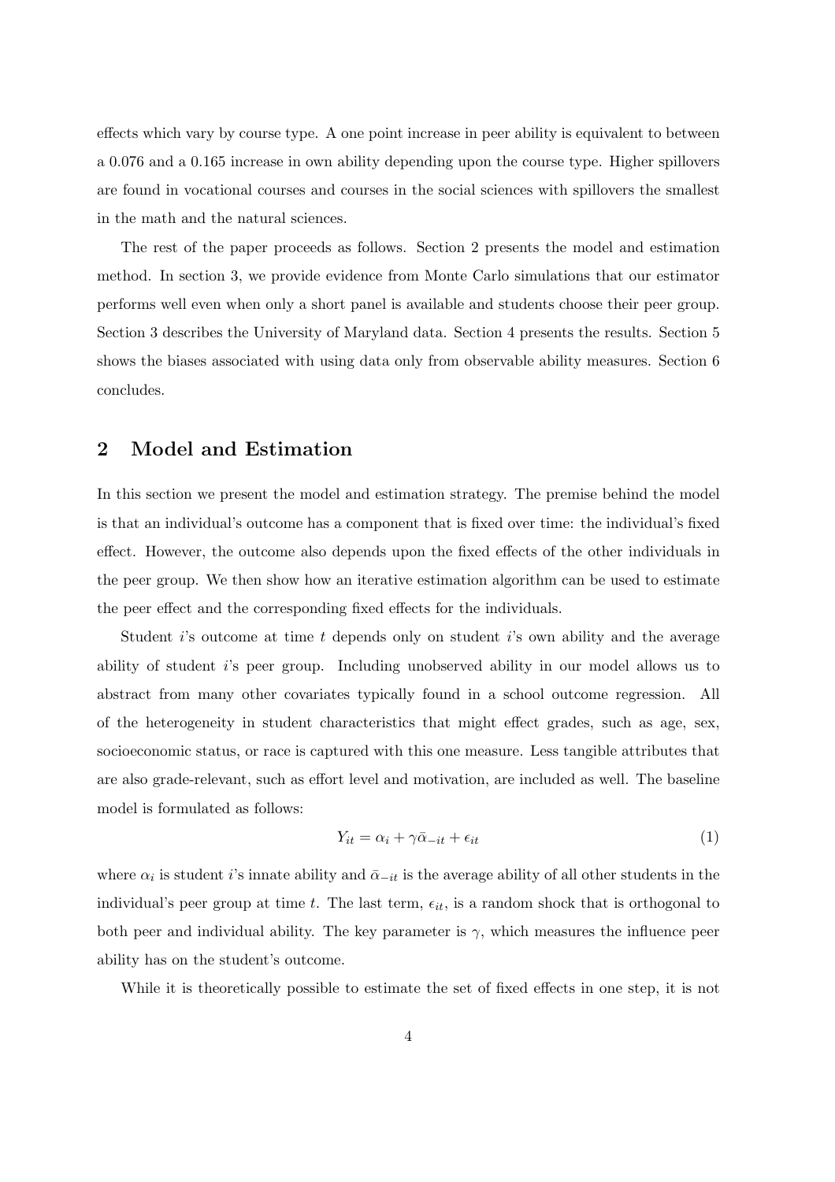effects which vary by course type. A one point increase in peer ability is equivalent to between a 0.076 and a 0.165 increase in own ability depending upon the course type. Higher spillovers are found in vocational courses and courses in the social sciences with spillovers the smallest in the math and the natural sciences.

The rest of the paper proceeds as follows. Section 2 presents the model and estimation method. In section 3, we provide evidence from Monte Carlo simulations that our estimator performs well even when only a short panel is available and students choose their peer group. Section 3 describes the University of Maryland data. Section 4 presents the results. Section 5 shows the biases associated with using data only from observable ability measures. Section 6 concludes.

## 2 Model and Estimation

In this section we present the model and estimation strategy. The premise behind the model is that an individual's outcome has a component that is fixed over time: the individual's fixed effect. However, the outcome also depends upon the fixed effects of the other individuals in the peer group. We then show how an iterative estimation algorithm can be used to estimate the peer effect and the corresponding fixed effects for the individuals.

Student $i$'s outcome at time $t$ depends only on student $i$'s own ability and the average ability of student $i$'s peer group. Including unobserved ability in our model allows us to abstract from many other covariates typically found in a school outcome regression. All of the heterogeneity in student characteristics that might effect grades, such as age, sex, socioeconomic status, or race is captured with this one measure. Less tangible attributes that are also grade-relevant, such as effort level and motivation, are included as well. The baseline model is formulated as follows:

$$Y_{it} = \alpha_i + \gamma \bar{\alpha}_{-it} + \epsilon_{it} \tag{1}$$

where $\alpha_i$ is student $i$'s innate ability and $\bar{\alpha}_{-it}$ is the average ability of all other students in the individual's peer group at time $t$. The last term, $\epsilon_{it}$, is a random shock that is orthogonal to both peer and individual ability. The key parameter is $\gamma$, which measures the influence peer ability has on the student's outcome.

While it is theoretically possible to estimate the set of fixed effects in one step, it is not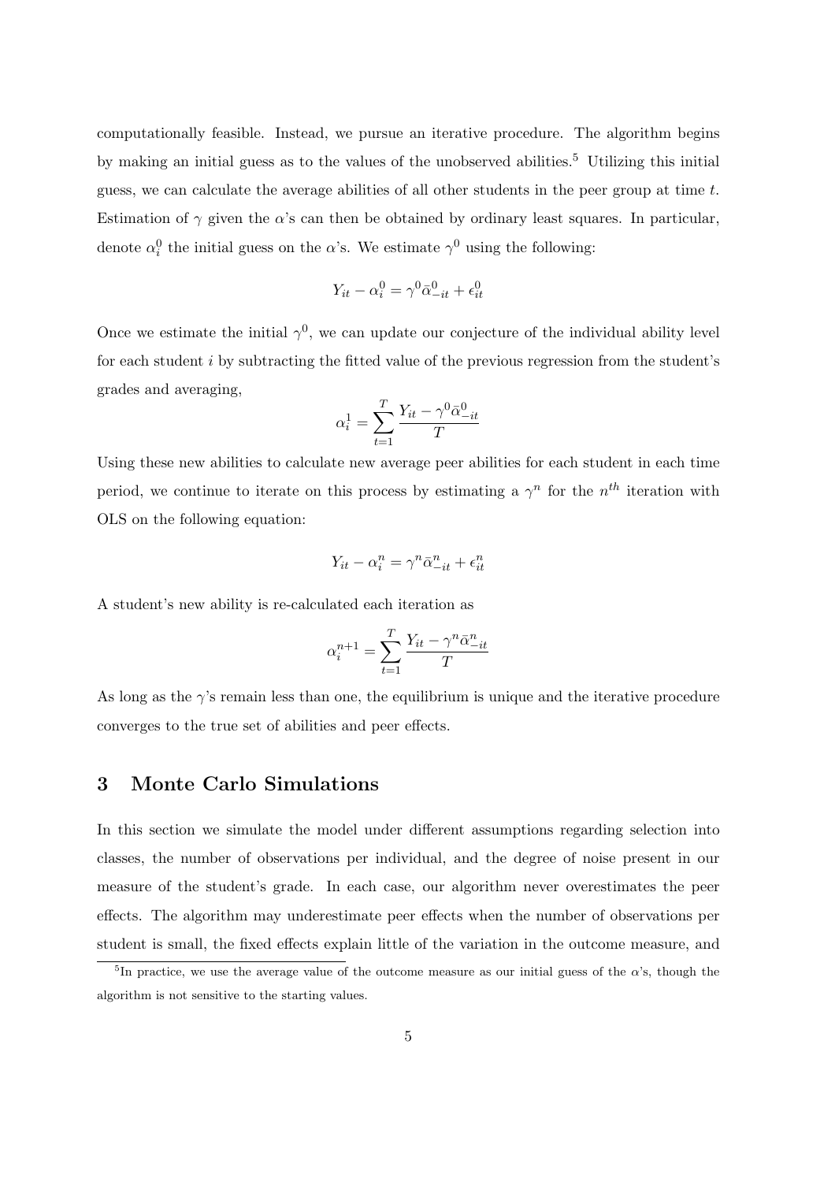computationally feasible. Instead, we pursue an iterative procedure. The algorithm begins by making an initial guess as to the values of the unobserved abilities.[5] Utilizing this initial guess, we can calculate the average abilities of all other students in the peer group at time $t$. Estimation of $\gamma$ given the $\alpha$'s can then be obtained by ordinary least squares. In particular, denote $\alpha_i^0$ the initial guess on the $\alpha$'s. We estimate $\gamma^0$ using the following:

$$Y_{it} - \alpha_i^0 = \gamma^0 \bar{\alpha}_{-it}^0 + \epsilon_{it}^0$$

Once we estimate the initial $\gamma^0$, we can update our conjecture of the individual ability level for each student $i$ by subtracting the fitted value of the previous regression from the student's grades and averaging,

$$\alpha_i^1 = \sum_{t=1}^{T} \frac{Y_{it} - \gamma^0 \bar{\alpha}_{-it}^0}{T}$$

Using these new abilities to calculate new average peer abilities for each student in each time period, we continue to iterate on this process by estimating a $\gamma^n$ for the $n^{th}$ iteration with OLS on the following equation:

$$Y_{it} - \alpha_i^n = \gamma^n \bar{\alpha}_{-it}^n + \epsilon_{it}^n$$

A student's new ability is re-calculated each iteration as

$$\alpha_i^{n+1} = \sum_{t=1}^{T} \frac{Y_{it} - \gamma^n \bar{\alpha}_{-it}^n}{T}$$

As long as the $\gamma$'s remain less than one, the equilibrium is unique and the iterative procedure converges to the true set of abilities and peer effects.

## 3 Monte Carlo Simulations

In this section we simulate the model under different assumptions regarding selection into classes, the number of observations per individual, and the degree of noise present in our measure of the student's grade. In each case, our algorithm never overestimates the peer effects. The algorithm may underestimate peer effects when the number of observations per student is small, the fixed effects explain little of the variation in the outcome measure, and

[5] In practice, we use the average value of the outcome measure as our initial guess of the $\alpha$'s, though the algorithm is not sensitive to the starting values.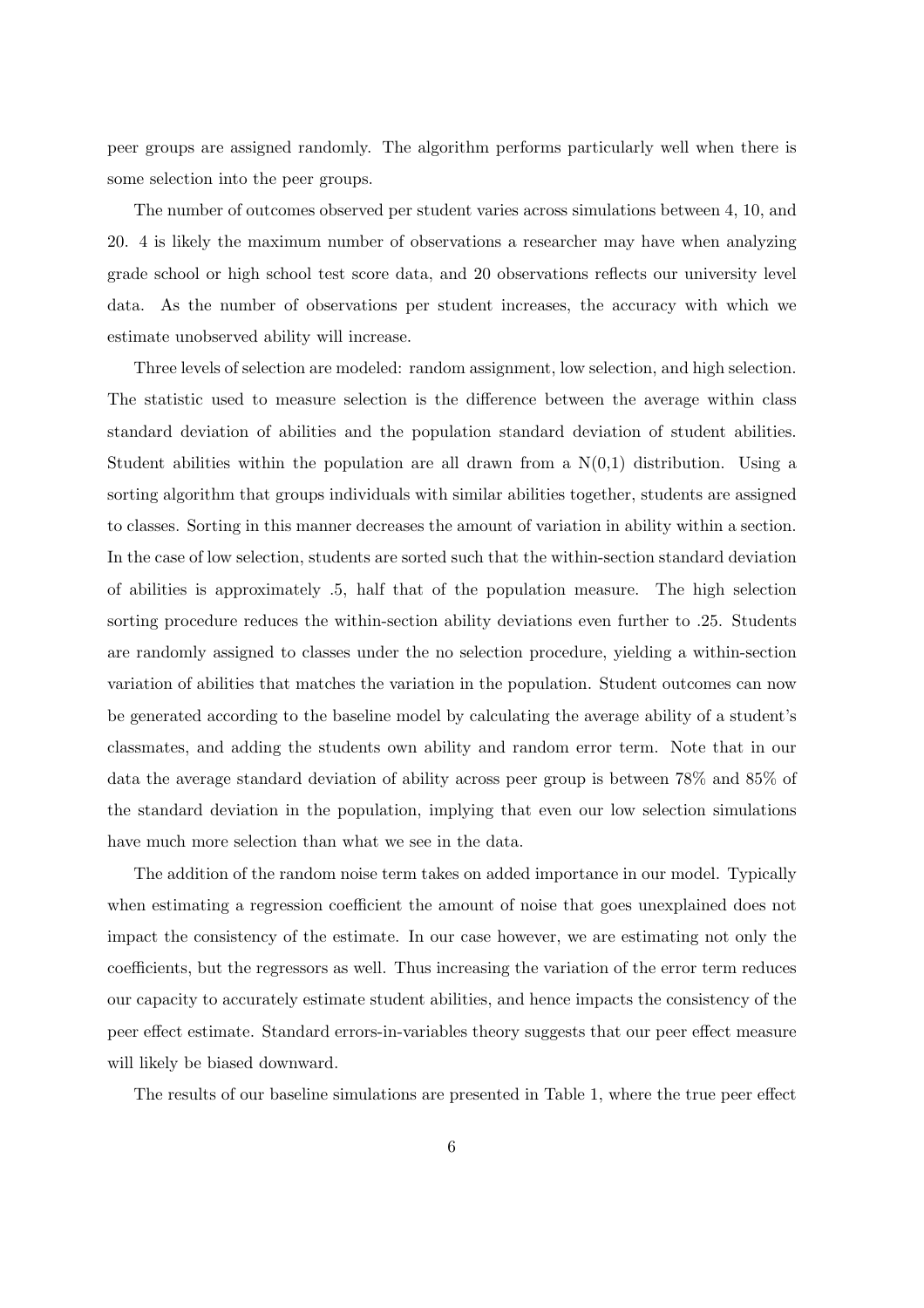peer groups are assigned randomly. The algorithm performs particularly well when there is some selection into the peer groups.

The number of outcomes observed per student varies across simulations between 4, 10, and 20. 4 is likely the maximum number of observations a researcher may have when analyzing grade school or high school test score data, and 20 observations reflects our university level data. As the number of observations per student increases, the accuracy with which we estimate unobserved ability will increase.

Three levels of selection are modeled: random assignment, low selection, and high selection. The statistic used to measure selection is the difference between the average within class standard deviation of abilities and the population standard deviation of student abilities. Student abilities within the population are all drawn from a N(0,1) distribution. Using a sorting algorithm that groups individuals with similar abilities together, students are assigned to classes. Sorting in this manner decreases the amount of variation in ability within a section. In the case of low selection, students are sorted such that the within-section standard deviation of abilities is approximately .5, half that of the population measure. The high selection sorting procedure reduces the within-section ability deviations even further to .25. Students are randomly assigned to classes under the no selection procedure, yielding a within-section variation of abilities that matches the variation in the population. Student outcomes can now be generated according to the baseline model by calculating the average ability of a student's classmates, and adding the students own ability and random error term. Note that in our data the average standard deviation of ability across peer group is between 78% and 85% of the standard deviation in the population, implying that even our low selection simulations have much more selection than what we see in the data.

The addition of the random noise term takes on added importance in our model. Typically when estimating a regression coefficient the amount of noise that goes unexplained does not impact the consistency of the estimate. In our case however, we are estimating not only the coefficients, but the regressors as well. Thus increasing the variation of the error term reduces our capacity to accurately estimate student abilities, and hence impacts the consistency of the peer effect estimate. Standard errors-in-variables theory suggests that our peer effect measure will likely be biased downward.

The results of our baseline simulations are presented in Table 1, where the true peer effect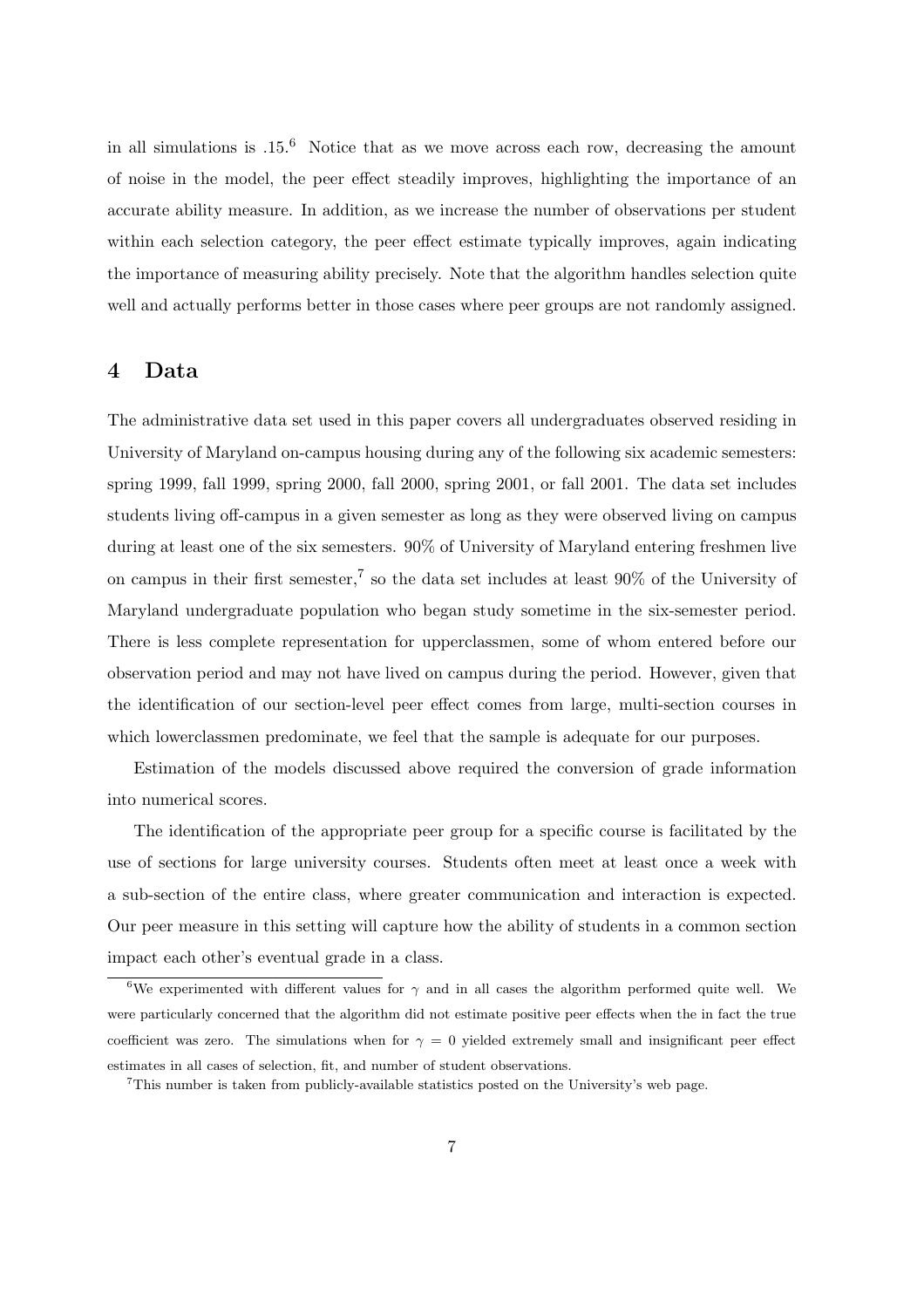in all simulations is .15.[6] Notice that as we move across each row, decreasing the amount of noise in the model, the peer effect steadily improves, highlighting the importance of an accurate ability measure. In addition, as we increase the number of observations per student within each selection category, the peer effect estimate typically improves, again indicating the importance of measuring ability precisely. Note that the algorithm handles selection quite well and actually performs better in those cases where peer groups are not randomly assigned.

# 4 Data

The administrative data set used in this paper covers all undergraduates observed residing in University of Maryland on-campus housing during any of the following six academic semesters: spring 1999, fall 1999, spring 2000, fall 2000, spring 2001, or fall 2001. The data set includes students living off-campus in a given semester as long as they were observed living on campus during at least one of the six semesters. 90% of University of Maryland entering freshmen live on campus in their first semester,[7] so the data set includes at least 90% of the University of Maryland undergraduate population who began study sometime in the six-semester period. There is less complete representation for upperclassmen, some of whom entered before our observation period and may not have lived on campus during the period. However, given that the identification of our section-level peer effect comes from large, multi-section courses in which lowerclassmen predominate, we feel that the sample is adequate for our purposes.

Estimation of the models discussed above required the conversion of grade information into numerical scores.

The identification of the appropriate peer group for a specific course is facilitated by the use of sections for large university courses. Students often meet at least once a week with a sub-section of the entire class, where greater communication and interaction is expected. Our peer measure in this setting will capture how the ability of students in a common section impact each other's eventual grade in a class.

[6] We experimented with different values for $\gamma$ and in all cases the algorithm performed quite well. We were particularly concerned that the algorithm did not estimate positive peer effects when the in fact the true coefficient was zero. The simulations when for $\gamma = 0$ yielded extremely small and insignificant peer effect estimates in all cases of selection, fit, and number of student observations.

[7] This number is taken from publicly-available statistics posted on the University's web page.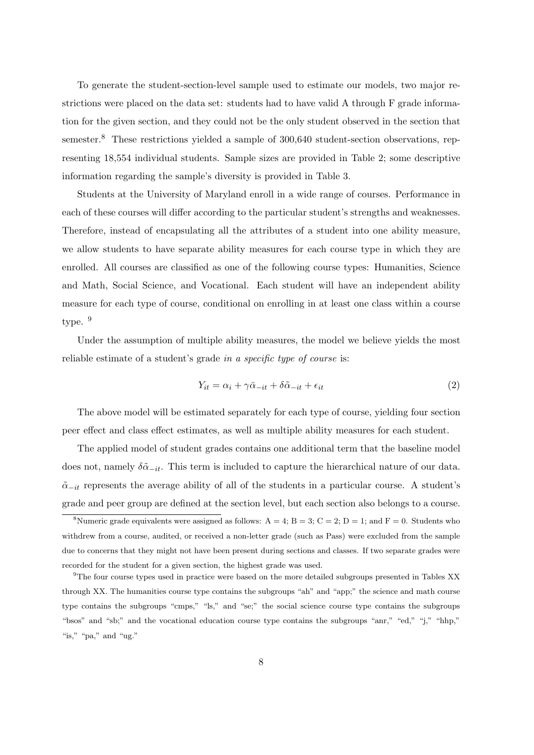To generate the student-section-level sample used to estimate our models, two major restrictions were placed on the data set: students had to have valid A through F grade information for the given section, and they could not be the only student observed in the section that semester.[8] These restrictions yielded a sample of 300,640 student-section observations, representing 18,554 individual students. Sample sizes are provided in Table 2; some descriptive information regarding the sample's diversity is provided in Table 3.

Students at the University of Maryland enroll in a wide range of courses. Performance in each of these courses will differ according to the particular student's strengths and weaknesses. Therefore, instead of encapsulating all the attributes of a student into one ability measure, we allow students to have separate ability measures for each course type in which they are enrolled. All courses are classified as one of the following course types: Humanities, Science and Math, Social Science, and Vocational. Each student will have an independent ability measure for each type of course, conditional on enrolling in at least one class within a course type. [9]

Under the assumption of multiple ability measures, the model we believe yields the most reliable estimate of a student's grade *in a specific type of course* is:

$$Y_{it} = \alpha_i + \gamma \bar{\alpha}_{-it} + \delta \tilde{\alpha}_{-it} + \epsilon_{it} \tag{2}$$

The above model will be estimated separately for each type of course, yielding four section peer effect and class effect estimates, as well as multiple ability measures for each student.

The applied model of student grades contains one additional term that the baseline model does not, namely $\delta \tilde{\alpha}_{-it}$. This term is included to capture the hierarchical nature of our data. $\tilde{\alpha}_{-it}$ represents the average ability of all of the students in a particular course. A student's grade and peer group are defined at the section level, but each section also belongs to a course.

[8] Numeric grade equivalents were assigned as follows: A = 4; B = 3; C = 2; D = 1; and F = 0. Students who withdrew from a course, audited, or received a non-letter grade (such as Pass) were excluded from the sample due to concerns that they might not have been present during sections and classes. If two separate grades were recorded for the student for a given section, the highest grade was used.

[9] The four course types used in practice were based on the more detailed subgroups presented in Tables XX through XX. The humanities course type contains the subgroups "ah" and "app;" the science and math course type contains the subgroups "cmps," "ls," and "se;" the social science course type contains the subgroups "bsos" and "sb;" and the vocational education course type contains the subgroups "anr," "ed," "j," "hhp," "is," "pa," and "ug."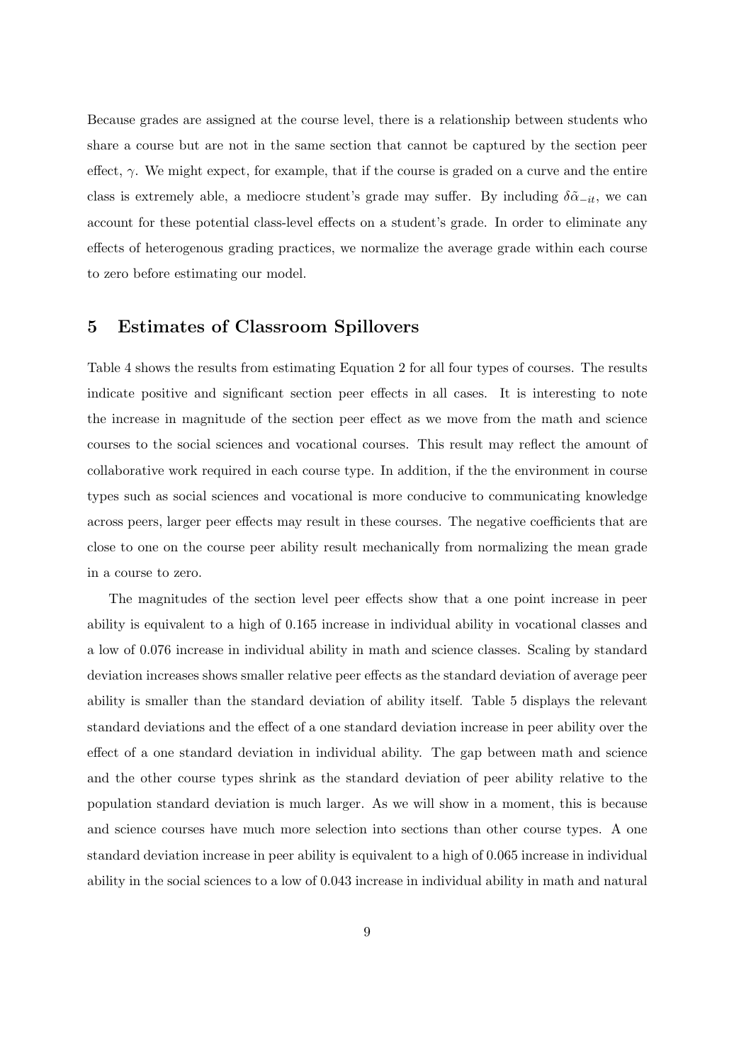Because grades are assigned at the course level, there is a relationship between students who share a course but are not in the same section that cannot be captured by the section peer effect, $\gamma$. We might expect, for example, that if the course is graded on a curve and the entire class is extremely able, a mediocre student's grade may suffer. By including $\delta\tilde{\alpha}_{-it}$, we can account for these potential class-level effects on a student's grade. In order to eliminate any effects of heterogenous grading practices, we normalize the average grade within each course to zero before estimating our model.

## 5 Estimates of Classroom Spillovers

Table 4 shows the results from estimating Equation 2 for all four types of courses. The results indicate positive and significant section peer effects in all cases. It is interesting to note the increase in magnitude of the section peer effect as we move from the math and science courses to the social sciences and vocational courses. This result may reflect the amount of collaborative work required in each course type. In addition, if the the environment in course types such as social sciences and vocational is more conducive to communicating knowledge across peers, larger peer effects may result in these courses. The negative coefficients that are close to one on the course peer ability result mechanically from normalizing the mean grade in a course to zero.

The magnitudes of the section level peer effects show that a one point increase in peer ability is equivalent to a high of 0.165 increase in individual ability in vocational classes and a low of 0.076 increase in individual ability in math and science classes. Scaling by standard deviation increases shows smaller relative peer effects as the standard deviation of average peer ability is smaller than the standard deviation of ability itself. Table 5 displays the relevant standard deviations and the effect of a one standard deviation increase in peer ability over the effect of a one standard deviation in individual ability. The gap between math and science and the other course types shrink as the standard deviation of peer ability relative to the population standard deviation is much larger. As we will show in a moment, this is because and science courses have much more selection into sections than other course types. A one standard deviation increase in peer ability is equivalent to a high of 0.065 increase in individual ability in the social sciences to a low of 0.043 increase in individual ability in math and natural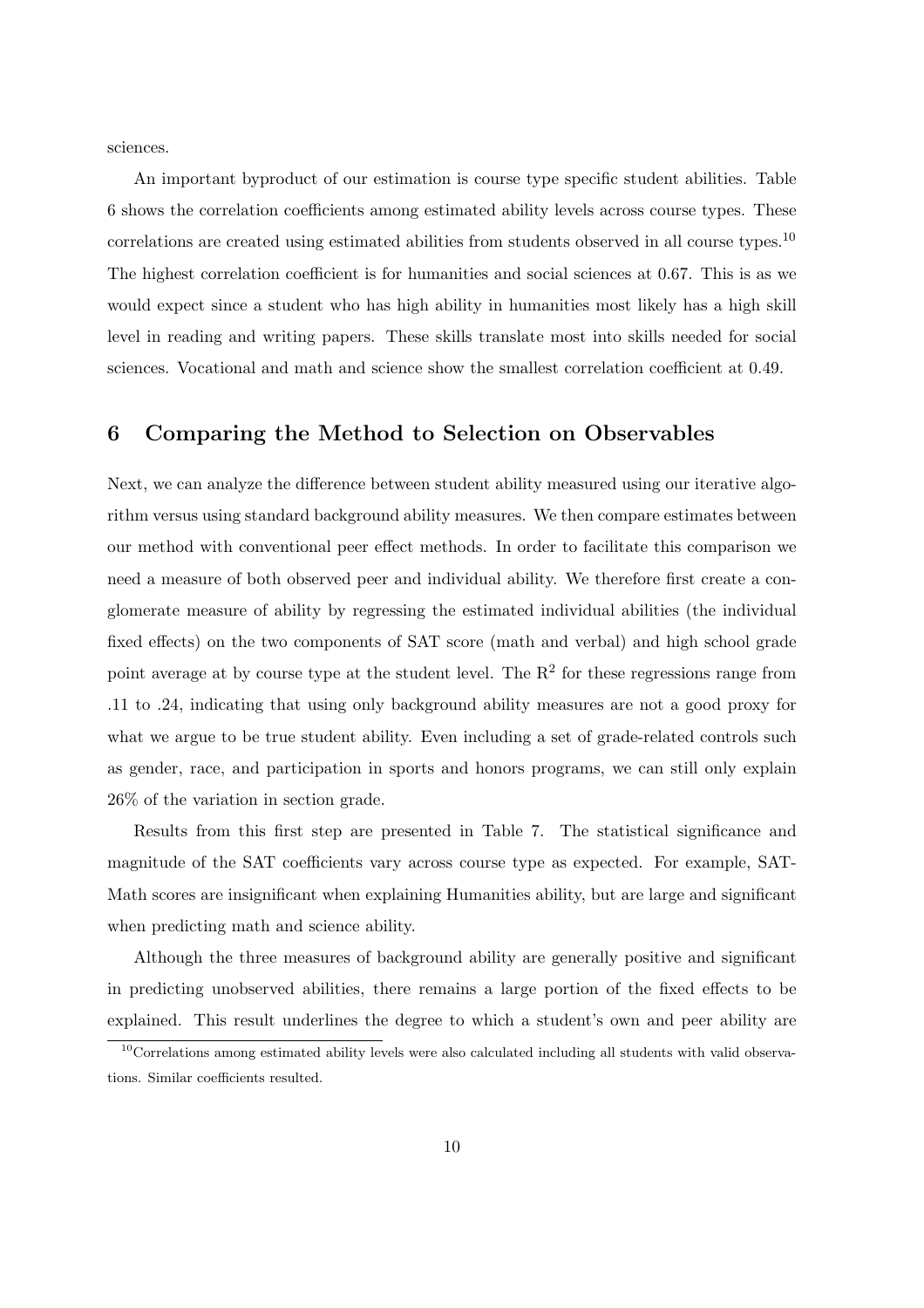sciences.

An important byproduct of our estimation is course type specific student abilities. Table 6 shows the correlation coefficients among estimated ability levels across course types. These correlations are created using estimated abilities from students observed in all course types.[10] The highest correlation coefficient is for humanities and social sciences at 0.67. This is as we would expect since a student who has high ability in humanities most likely has a high skill level in reading and writing papers. These skills translate most into skills needed for social sciences. Vocational and math and science show the smallest correlation coefficient at 0.49.

## 6 Comparing the Method to Selection on Observables

Next, we can analyze the difference between student ability measured using our iterative algorithm versus using standard background ability measures. We then compare estimates between our method with conventional peer effect methods. In order to facilitate this comparison we need a measure of both observed peer and individual ability. We therefore first create a conglomerate measure of ability by regressing the estimated individual abilities (the individual fixed effects) on the two components of SAT score (math and verbal) and high school grade point average at by course type at the student level. The $R^2$ for these regressions range from .11 to .24, indicating that using only background ability measures are not a good proxy for what we argue to be true student ability. Even including a set of grade-related controls such as gender, race, and participation in sports and honors programs, we can still only explain 26% of the variation in section grade.

Results from this first step are presented in Table 7. The statistical significance and magnitude of the SAT coefficients vary across course type as expected. For example, SAT-Math scores are insignificant when explaining Humanities ability, but are large and significant when predicting math and science ability.

Although the three measures of background ability are generally positive and significant in predicting unobserved abilities, there remains a large portion of the fixed effects to be explained. This result underlines the degree to which a student's own and peer ability are

[10] Correlations among estimated ability levels were also calculated including all students with valid observations. Similar coefficients resulted.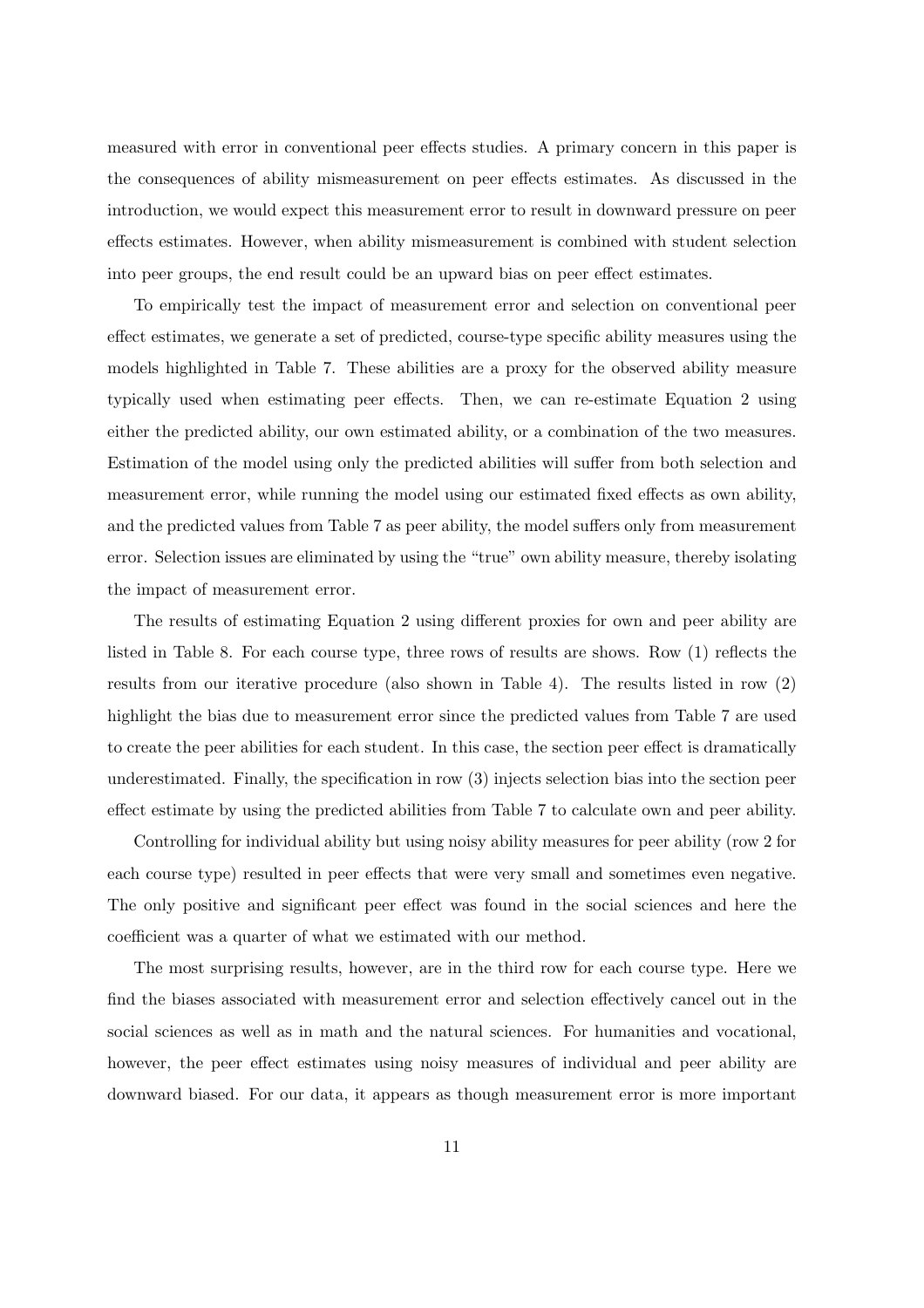measured with error in conventional peer effects studies. A primary concern in this paper is the consequences of ability mismeasurement on peer effects estimates. As discussed in the introduction, we would expect this measurement error to result in downward pressure on peer effects estimates. However, when ability mismeasurement is combined with student selection into peer groups, the end result could be an upward bias on peer effect estimates.

To empirically test the impact of measurement error and selection on conventional peer effect estimates, we generate a set of predicted, course-type specific ability measures using the models highlighted in Table 7. These abilities are a proxy for the observed ability measure typically used when estimating peer effects. Then, we can re-estimate Equation 2 using either the predicted ability, our own estimated ability, or a combination of the two measures. Estimation of the model using only the predicted abilities will suffer from both selection and measurement error, while running the model using our estimated fixed effects as own ability, and the predicted values from Table 7 as peer ability, the model suffers only from measurement error. Selection issues are eliminated by using the "true" own ability measure, thereby isolating the impact of measurement error.

The results of estimating Equation 2 using different proxies for own and peer ability are listed in Table 8. For each course type, three rows of results are shows. Row (1) reflects the results from our iterative procedure (also shown in Table 4). The results listed in row (2) highlight the bias due to measurement error since the predicted values from Table 7 are used to create the peer abilities for each student. In this case, the section peer effect is dramatically underestimated. Finally, the specification in row (3) injects selection bias into the section peer effect estimate by using the predicted abilities from Table 7 to calculate own and peer ability.

Controlling for individual ability but using noisy ability measures for peer ability (row 2 for each course type) resulted in peer effects that were very small and sometimes even negative. The only positive and significant peer effect was found in the social sciences and here the coefficient was a quarter of what we estimated with our method.

The most surprising results, however, are in the third row for each course type. Here we find the biases associated with measurement error and selection effectively cancel out in the social sciences as well as in math and the natural sciences. For humanities and vocational, however, the peer effect estimates using noisy measures of individual and peer ability are downward biased. For our data, it appears as though measurement error is more important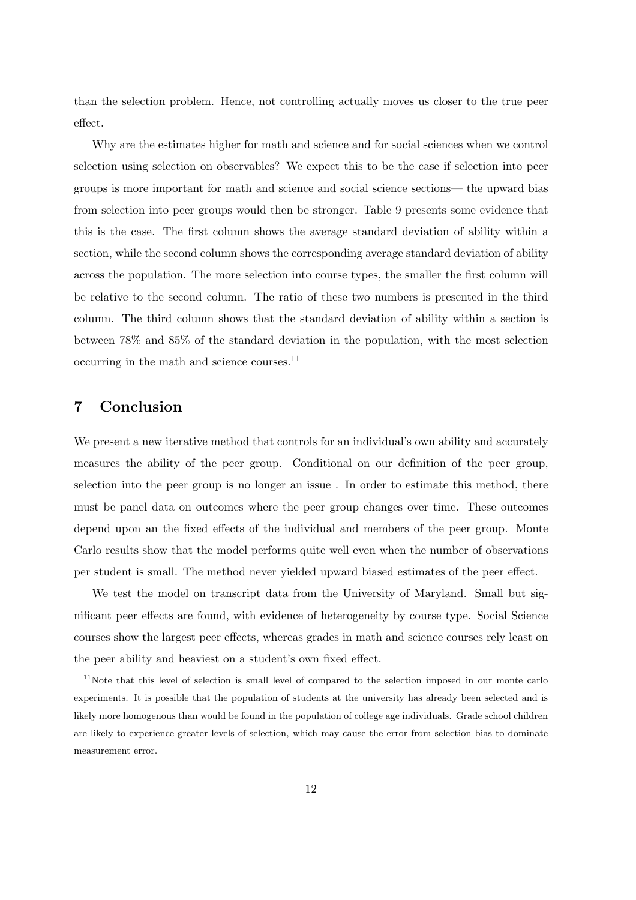than the selection problem. Hence, not controlling actually moves us closer to the true peer effect.

Why are the estimates higher for math and science and for social sciences when we control selection using selection on observables? We expect this to be the case if selection into peer groups is more important for math and science and social science sections— the upward bias from selection into peer groups would then be stronger. Table 9 presents some evidence that this is the case. The first column shows the average standard deviation of ability within a section, while the second column shows the corresponding average standard deviation of ability across the population. The more selection into course types, the smaller the first column will be relative to the second column. The ratio of these two numbers is presented in the third column. The third column shows that the standard deviation of ability within a section is between 78% and 85% of the standard deviation in the population, with the most selection occurring in the math and science courses.[11]

## 7 Conclusion

We present a new iterative method that controls for an individual's own ability and accurately measures the ability of the peer group. Conditional on our definition of the peer group, selection into the peer group is no longer an issue . In order to estimate this method, there must be panel data on outcomes where the peer group changes over time. These outcomes depend upon an the fixed effects of the individual and members of the peer group. Monte Carlo results show that the model performs quite well even when the number of observations per student is small. The method never yielded upward biased estimates of the peer effect.

We test the model on transcript data from the University of Maryland. Small but significant peer effects are found, with evidence of heterogeneity by course type. Social Science courses show the largest peer effects, whereas grades in math and science courses rely least on the peer ability and heaviest on a student's own fixed effect.

[11]Note that this level of selection is small level of compared to the selection imposed in our monte carlo experiments. It is possible that the population of students at the university has already been selected and is likely more homogenous than would be found in the population of college age individuals. Grade school children are likely to experience greater levels of selection, which may cause the error from selection bias to dominate measurement error.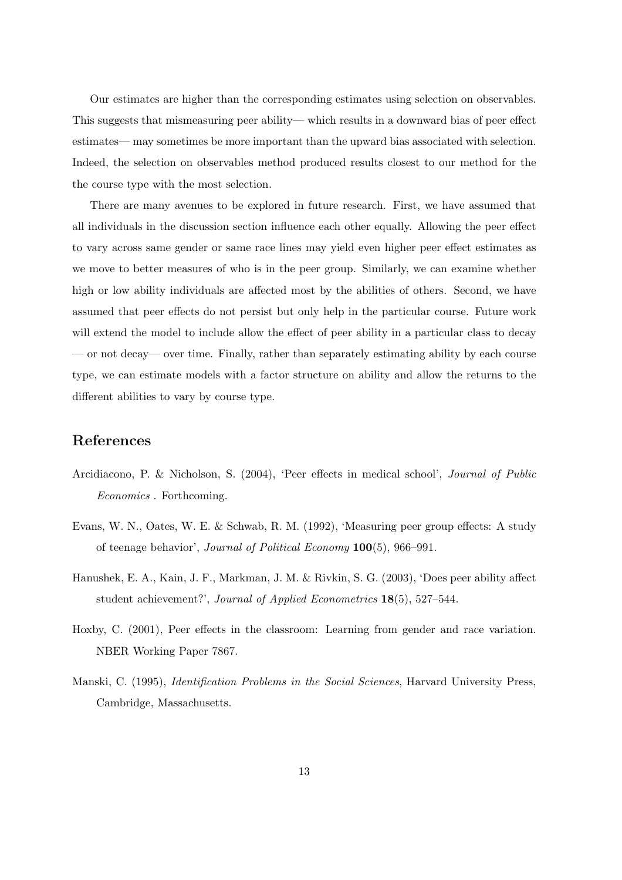Our estimates are higher than the corresponding estimates using selection on observables. This suggests that mismeasuring peer ability— which results in a downward bias of peer effect estimates— may sometimes be more important than the upward bias associated with selection. Indeed, the selection on observables method produced results closest to our method for the the course type with the most selection.

There are many avenues to be explored in future research. First, we have assumed that all individuals in the discussion section influence each other equally. Allowing the peer effect to vary across same gender or same race lines may yield even higher peer effect estimates as we move to better measures of who is in the peer group. Similarly, we can examine whether high or low ability individuals are affected most by the abilities of others. Second, we have assumed that peer effects do not persist but only help in the particular course. Future work will extend the model to include allow the effect of peer ability in a particular class to decay — or not decay— over time. Finally, rather than separately estimating ability by each course type, we can estimate models with a factor structure on ability and allow the returns to the different abilities to vary by course type.

## References

Arcidiacono, P. & Nicholson, S. (2004), 'Peer effects in medical school', *Journal of Public Economics* . Forthcoming.

Evans, W. N., Oates, W. E. & Schwab, R. M. (1992), 'Measuring peer group effects: A study of teenage behavior', *Journal of Political Economy* **100**(5), 966–991.

Hanushek, E. A., Kain, J. F., Markman, J. M. & Rivkin, S. G. (2003), 'Does peer ability affect student achievement?', *Journal of Applied Econometrics* **18**(5), 527–544.

Hoxby, C. (2001), Peer effects in the classroom: Learning from gender and race variation. NBER Working Paper 7867.

Manski, C. (1995), *Identification Problems in the Social Sciences*, Harvard University Press, Cambridge, Massachusetts.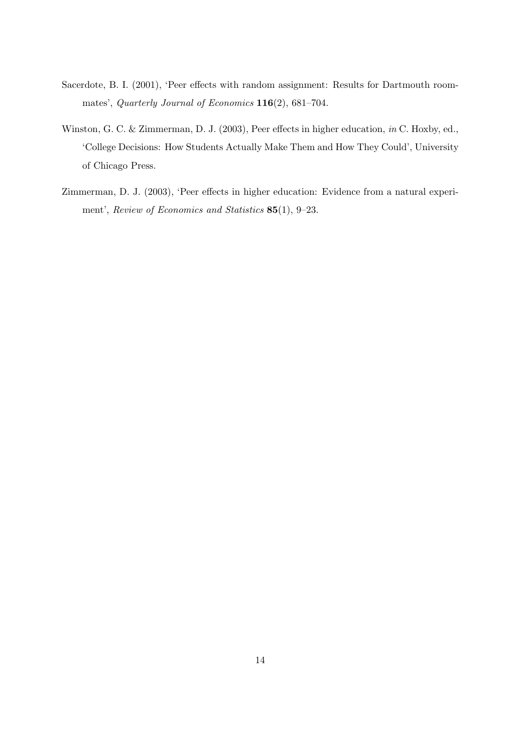Sacerdote, B. I. (2001), 'Peer effects with random assignment: Results for Dartmouth roommates', *Quarterly Journal of Economics* **116**(2), 681–704.

Winston, G. C. & Zimmerman, D. J. (2003), Peer effects in higher education, *in* C. Hoxby, ed., 'College Decisions: How Students Actually Make Them and How They Could', University of Chicago Press.

Zimmerman, D. J. (2003), 'Peer effects in higher education: Evidence from a natural experiment', *Review of Economics and Statistics* **85**(1), 9–23.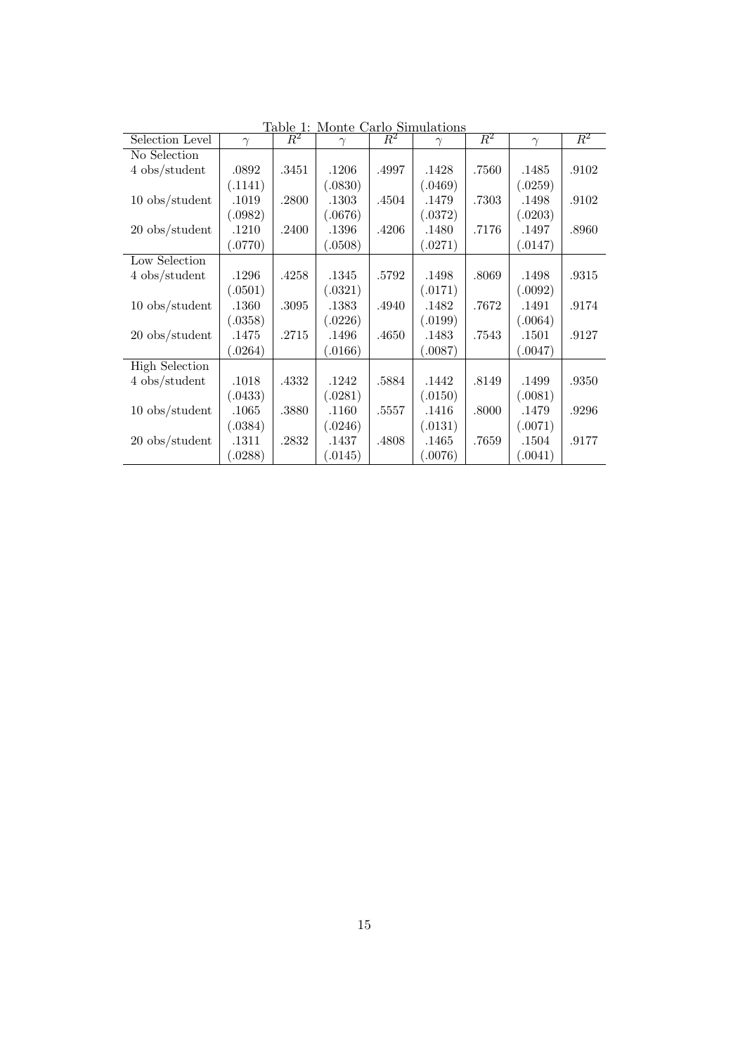Table 1: Monte Carlo Simulations

| Selection Level | $\gamma$ | $R^2$ | $\gamma$ | $R^2$ | $\gamma$ | $R^2$ | $\gamma$ | $R^2$ |
|---|---|---|---|---|---|---|---|---|
| No Selection | | | | | | | | |
| 4 obs/student | .0892 | .3451 | .1206 | .4997 | .1428 | .7560 | .1485 | .9102 |
| | (.1141) | | (.0830) | | (.0469) | | (.0259) | |
| 10 obs/student | .1019 | .2800 | .1303 | .4504 | .1479 | .7303 | .1498 | .9102 |
| | (.0982) | | (.0676) | | (.0372) | | (.0203) | |
| 20 obs/student | .1210 | .2400 | .1396 | .4206 | .1480 | .7176 | .1497 | .8960 |
| | (.0770) | | (.0508) | | (.0271) | | (.0147) | |
| Low Selection | | | | | | | | |
| 4 obs/student | .1296 | .4258 | .1345 | .5792 | .1498 | .8069 | .1498 | .9315 |
| | (.0501) | | (.0321) | | (.0171) | | (.0092) | |
| 10 obs/student | .1360 | .3095 | .1383 | .4940 | .1482 | .7672 | .1491 | .9174 |
| | (.0358) | | (.0226) | | (.0199) | | (.0064) | |
| 20 obs/student | .1475 | .2715 | .1496 | .4650 | .1483 | .7543 | .1501 | .9127 |
| | (.0264) | | (.0166) | | (.0087) | | (.0047) | |
| High Selection | | | | | | | | |
| 4 obs/student | .1018 | .4332 | .1242 | .5884 | .1442 | .8149 | .1499 | .9350 |
| | (.0433) | | (.0281) | | (.0150) | | (.0081) | |
| 10 obs/student | .1065 | .3880 | .1160 | .5557 | .1416 | .8000 | .1479 | .9296 |
| | (.0384) | | (.0246) | | (.0131) | | (.0071) | |
| 20 obs/student | .1311 | .2832 | .1437 | .4808 | .1465 | .7659 | .1504 | .9177 |
| | (.0288) | | (.0145) | | (.0076) | | (.0041) | |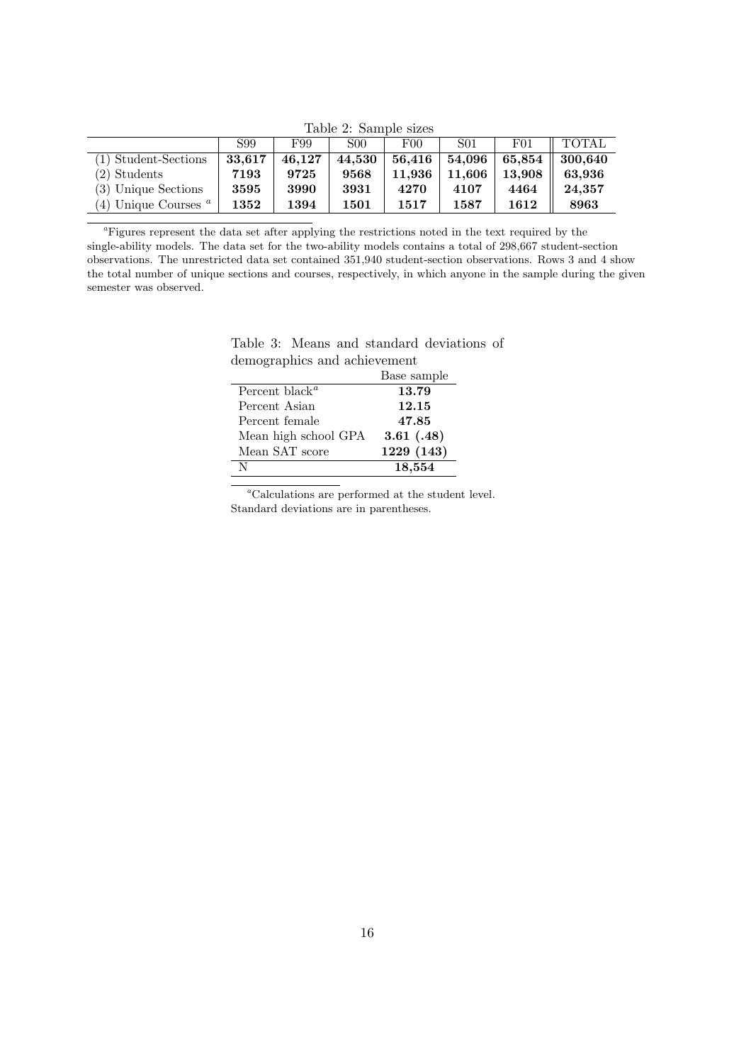Table 2: Sample sizes

| | S99 | F99 | S00 | F00 | S01 | F01 | TOTAL |
|---|---|---|---|---|---|---|---|
| (1) Student-Sections | **33,617** | **46,127** | **44,530** | **56,416** | **54,096** | **65,854** | **300,640** |
| (2) Students | **7193** | **9725** | **9568** | **11,936** | **11,606** | **13,908** | **63,936** |
| (3) Unique Sections | **3595** | **3990** | **3931** | **4270** | **4107** | **4464** | **24,357** |
| (4) Unique Courses [a] | **1352** | **1394** | **1501** | **1517** | **1587** | **1612** | **8963** |

[a]Figures represent the data set after applying the restrictions noted in the text required by the single-ability models. The data set for the two-ability models contains a total of 298,667 student-section observations. The unrestricted data set contained 351,940 student-section observations. Rows 3 and 4 show the total number of unique sections and courses, respectively, in which anyone in the sample during the given semester was observed.

Table 3: Means and standard deviations of demographics and achievement

| | Base sample |
|---|---|
| Percent black[a] | **13.79** |
| Percent Asian | **12.15** |
| Percent female | **47.85** |
| Mean high school GPA | **3.61 (.48)** |
| Mean SAT score | **1229 (143)** |
| N | **18,554** |

[a]Calculations are performed at the student level. Standard deviations are in parentheses.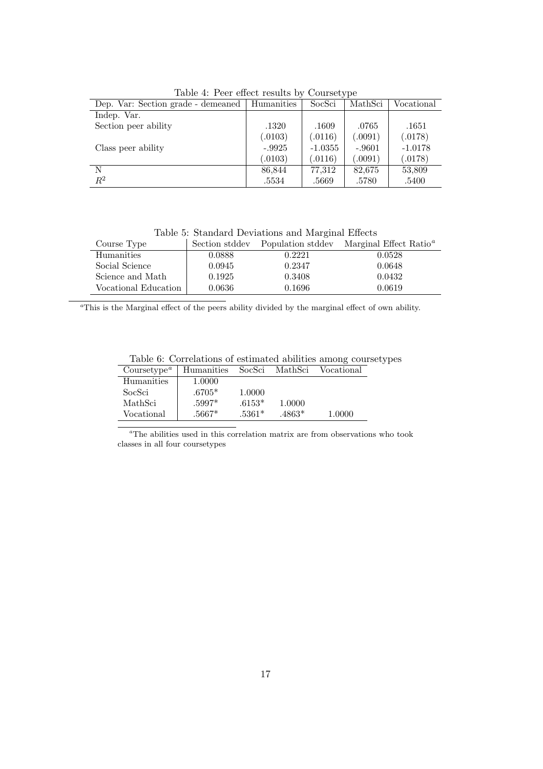Table 4: Peer effect results by Coursetype

| Dep. Var: Section grade - demeaned | Humanities | SocSci | MathSci | Vocational |
|---|---|---|---|---|
| Indep. Var. | | | | |
| Section peer ability | .1320 | .1609 | .0765 | .1651 |
| | (.0103) | (.0116) | (.0091) | (.0178) |
| Class peer ability | -.9925 | -1.0355 | -.9601 | -1.0178 |
| | (.0103) | (.0116) | (.0091) | (.0178) |
| N | 86,844 | 77,312 | 82,675 | 53,809 |
| $R^2$ | .5534 | .5669 | .5780 | .5400 |

Table 5: Standard Deviations and Marginal Effects

| Course Type | Section stddev | Population stddev | Marginal Effect Ratio[a] |
|---|---|---|---|
| Humanities | 0.0888 | 0.2221 | 0.0528 |
| Social Science | 0.0945 | 0.2347 | 0.0648 |
| Science and Math | 0.1925 | 0.3408 | 0.0432 |
| Vocational Education | 0.0636 | 0.1696 | 0.0619 |

[a]This is the Marginal effect of the peers ability divided by the marginal effect of own ability.

Table 6: Correlations of estimated abilities among coursetypes

| Coursetype[a] | Humanities | SocSci | MathSci | Vocational |
|---|---|---|---|---|
| Humanities | 1.0000 | | | |
| SocSci | .6705* | 1.0000 | | |
| MathSci | .5997* | .6153* | 1.0000 | |
| Vocational | .5667* | .5361* | .4863* | 1.0000 |

[a]The abilities used in this correlation matrix are from observations who took classes in all four coursetypes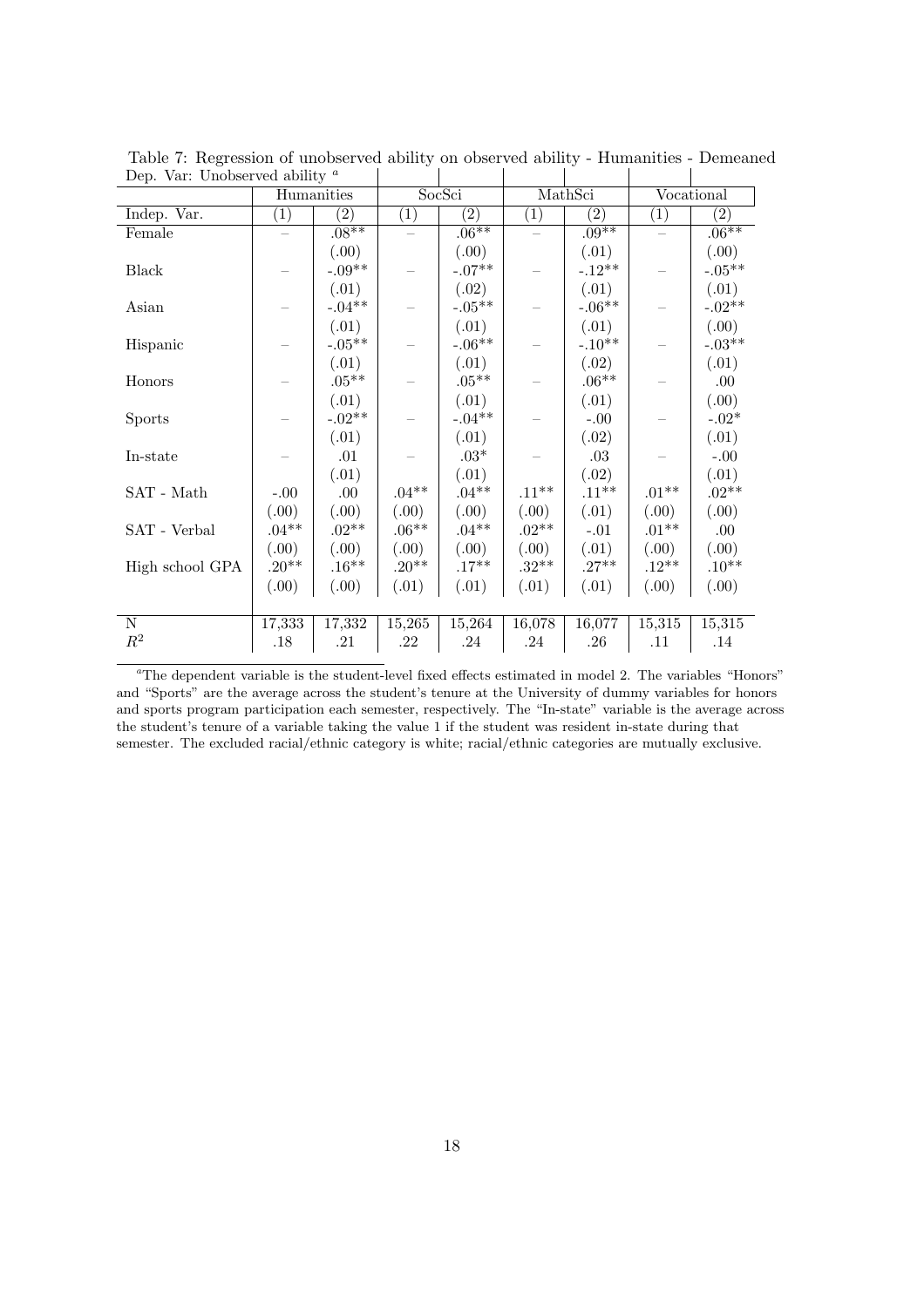Table 7: Regression of unobserved ability on observed ability - Humanities - Demeaned

Dep. Var: Unobserved ability [a]

| | Humanities | | SocSci | | MathSci | | Vocational | |
|---|---|---|---|---|---|---|---|---|
| Indep. Var. | (1) | (2) | (1) | (2) | (1) | (2) | (1) | (2) |
| Female | – | .08** | – | .06** | – | .09** | – | .06** |
| | | (.00) | | (.00) | | (.01) | | (.00) |
| Black | – | -.09** | – | -.07** | – | -.12** | – | -.05** |
| | | (.01) | | (.02) | | (.01) | | (.01) |
| Asian | – | -.04** | – | -.05** | – | -.06** | – | -.02** |
| | | (.01) | | (.01) | | (.01) | | (.00) |
| Hispanic | – | -.05** | – | -.06** | – | -.10** | – | -.03** |
| | | (.01) | | (.01) | | (.02) | | (.01) |
| Honors | – | .05** | – | .05** | – | .06** | – | .00 |
| | | (.01) | | (.01) | | (.01) | | (.00) |
| Sports | – | -.02** | – | -.04** | – | -.00 | – | -.02* |
| | | (.01) | | (.01) | | (.02) | | (.01) |
| In-state | – | .01 | – | .03* | – | .03 | – | -.00 |
| | | (.01) | | (.01) | | (.02) | | (.01) |
| SAT - Math | -.00 | .00 | .04** | .04** | .11** | .11** | .01** | .02** |
| | (.00) | (.00) | (.00) | (.00) | (.00) | (.01) | (.00) | (.00) |
| SAT - Verbal | .04** | .02** | .06** | .04** | .02** | -.01 | .01** | .00 |
| | (.00) | (.00) | (.00) | (.00) | (.00) | (.01) | (.00) | (.00) |
| High school GPA | .20** | .16** | .20** | .17** | .32** | .27** | .12** | .10** |
| | (.00) | (.00) | (.01) | (.01) | (.01) | (.01) | (.00) | (.00) |
| N | 17,333 | 17,332 | 15,265 | 15,264 | 16,078 | 16,077 | 15,315 | 15,315 |
| $R^2$ | .18 | .21 | .22 | .24 | .24 | .26 | .11 | .14 |

[a] The dependent variable is the student-level fixed effects estimated in model 2. The variables "Honors" and "Sports" are the average across the student's tenure at the University of dummy variables for honors and sports program participation each semester, respectively. The "In-state" variable is the average across the student's tenure of a variable taking the value 1 if the student was resident in-state during that semester. The excluded racial/ethnic category is white; racial/ethnic categories are mutually exclusive.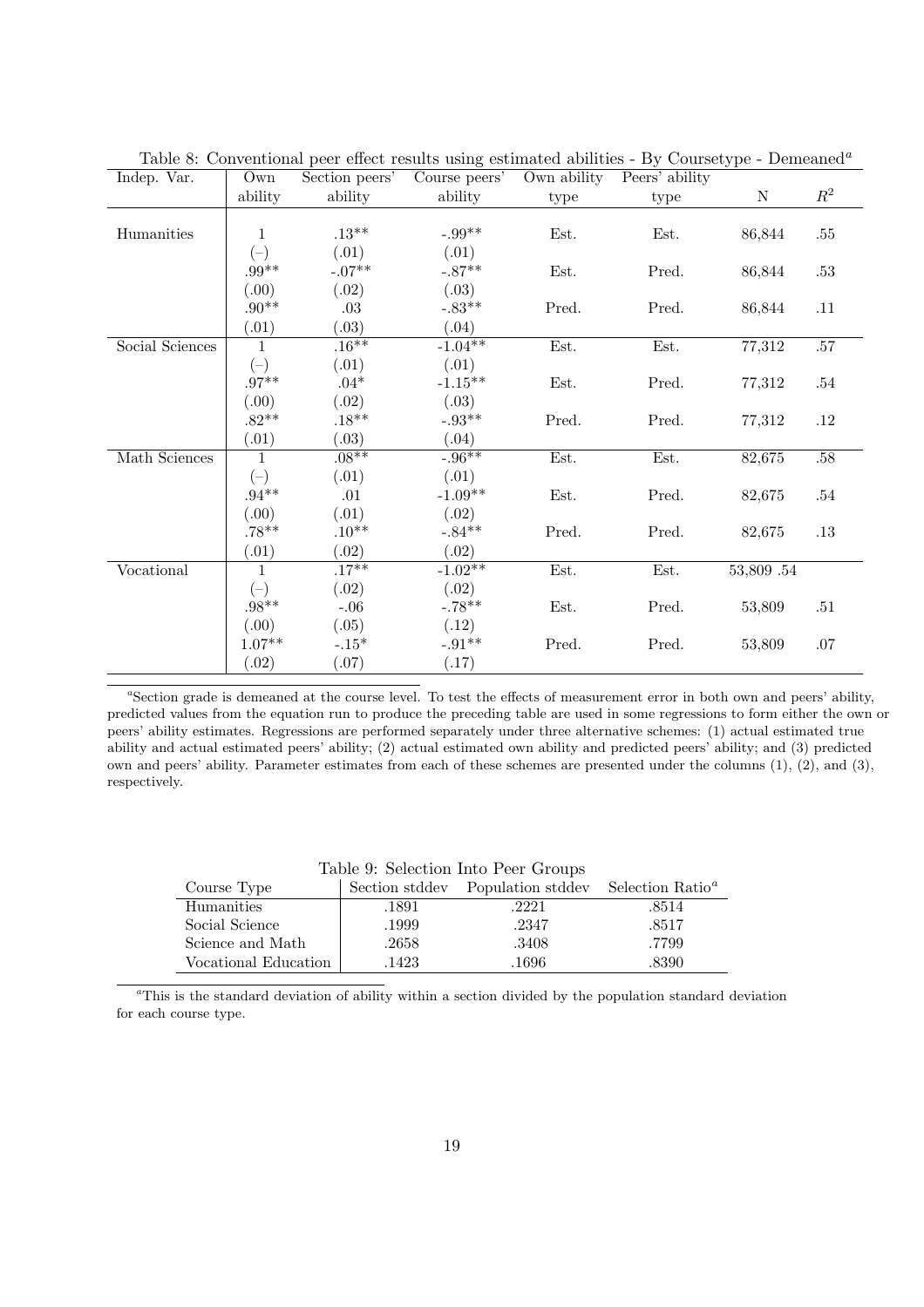Table 8: Conventional peer effect results using estimated abilities - By Coursetype - Demeaned[a]

| Indep. Var. | Own ability | Section peers' ability | Course peers' ability | Own ability type | Peers' ability type | N | $R^2$ |
|---|---|---|---|---|---|---|---|
| Humanities | 1 | .13** | -.99** | Est. | Est. | 86,844 | .55 |
| | (–) | (.01) | (.01) | | | | |
| | .99** | -.07** | -.87** | Est. | Pred. | 86,844 | .53 |
| | (.00) | (.02) | (.03) | | | | |
| | .90** | .03 | -.83** | Pred. | Pred. | 86,844 | .11 |
| | (.01) | (.03) | (.04) | | | | |
| Social Sciences | 1 | .16** | -1.04** | Est. | Est. | 77,312 | .57 |
| | (–) | (.01) | (.01) | | | | |
| | .97** | .04* | -1.15** | Est. | Pred. | 77,312 | .54 |
| | (.00) | (.02) | (.03) | | | | |
| | .82** | .18** | -.93** | Pred. | Pred. | 77,312 | .12 |
| | (.01) | (.03) | (.04) | | | | |
| Math Sciences | 1 | .08** | -.96** | Est. | Est. | 82,675 | .58 |
| | (–) | (.01) | (.01) | | | | |
| | .94** | .01 | -1.09** | Est. | Pred. | 82,675 | .54 |
| | (.00) | (.01) | (.02) | | | | |
| | .78** | .10** | -.84** | Pred. | Pred. | 82,675 | .13 |
| | (.01) | (.02) | (.02) | | | | |
| Vocational | 1 | .17** | -1.02** | Est. | Est. | 53,809 .54 | |
| | (–) | (.02) | (.02) | | | | |
| | .98** | -.06 | -.78** | Est. | Pred. | 53,809 | .51 |
| | (.00) | (.05) | (.12) | | | | |
| | 1.07** | -.15* | -.91** | Pred. | Pred. | 53,809 | .07 |
| | (.02) | (.07) | (.17) | | | | |

[a]Section grade is demeaned at the course level. To test the effects of measurement error in both own and peers' ability, predicted values from the equation run to produce the preceding table are used in some regressions to form either the own or peers' ability estimates. Regressions are performed separately under three alternative schemes: (1) actual estimated true ability and actual estimated peers' ability; (2) actual estimated own ability and predicted peers' ability; and (3) predicted own and peers' ability. Parameter estimates from each of these schemes are presented under the columns (1), (2), and (3), respectively.

Table 9: Selection Into Peer Groups

| Course Type | Section stddev | Population stddev | Selection Ratio[a] |
|---|---|---|---|
| Humanities | .1891 | .2221 | .8514 |
| Social Science | .1999 | .2347 | .8517 |
| Science and Math | .2658 | .3408 | .7799 |
| Vocational Education | .1423 | .1696 | .8390 |

[a]This is the standard deviation of ability within a section divided by the population standard deviation for each course type.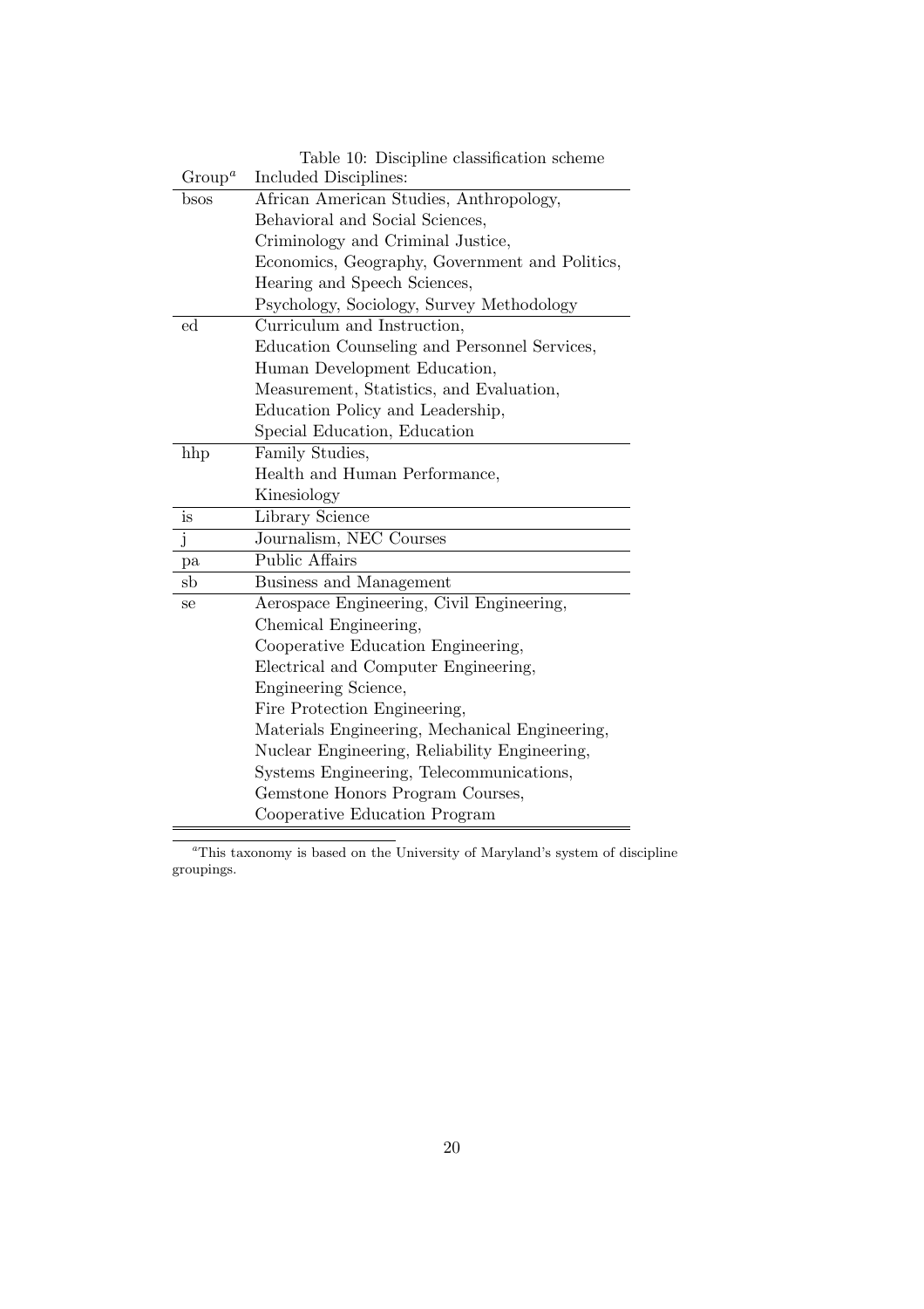Table 10: Discipline classification scheme

| Group[a] | Included Disciplines: |
|---|---|
| bsos | African American Studies, Anthropology, Behavioral and Social Sciences, Criminology and Criminal Justice, Economics, Geography, Government and Politics, Hearing and Speech Sciences, Psychology, Sociology, Survey Methodology |
| ed | Curriculum and Instruction, Education Counseling and Personnel Services, Human Development Education, Measurement, Statistics, and Evaluation, Education Policy and Leadership, Special Education, Education |
| hhp | Family Studies, Health and Human Performance, Kinesiology |
| is | Library Science |
| j | Journalism, NEC Courses |
| pa | Public Affairs |
| sb | Business and Management |
| se | Aerospace Engineering, Civil Engineering, Chemical Engineering, Cooperative Education Engineering, Electrical and Computer Engineering, Engineering Science, Fire Protection Engineering, Materials Engineering, Mechanical Engineering, Nuclear Engineering, Reliability Engineering, Systems Engineering, Telecommunications, Gemstone Honors Program Courses, Cooperative Education Program |

[a]This taxonomy is based on the University of Maryland's system of discipline groupings.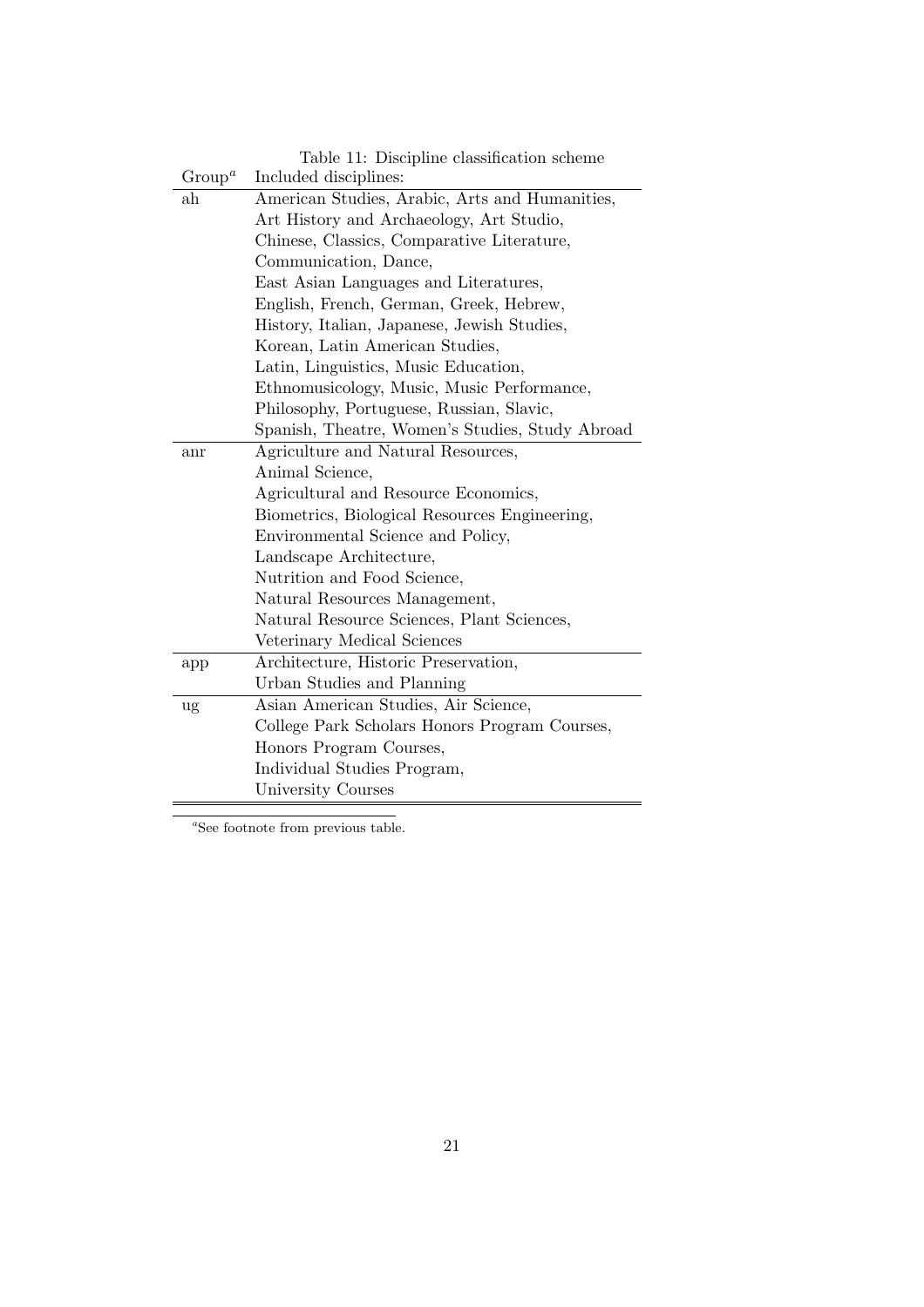Table 11: Discipline classification scheme

| Group[a] | Included disciplines: |
|---|---|
| ah | American Studies, Arabic, Arts and Humanities, Art History and Archaeology, Art Studio, Chinese, Classics, Comparative Literature, Communication, Dance, East Asian Languages and Literatures, English, French, German, Greek, Hebrew, History, Italian, Japanese, Jewish Studies, Korean, Latin American Studies, Latin, Linguistics, Music Education, Ethnomusicology, Music, Music Performance, Philosophy, Portuguese, Russian, Slavic, Spanish, Theatre, Women's Studies, Study Abroad |
| anr | Agriculture and Natural Resources, Animal Science, Agricultural and Resource Economics, Biometrics, Biological Resources Engineering, Environmental Science and Policy, Landscape Architecture, Nutrition and Food Science, Natural Resources Management, Natural Resource Sciences, Plant Sciences, Veterinary Medical Sciences |
| app | Architecture, Historic Preservation, Urban Studies and Planning |
| ug | Asian American Studies, Air Science, College Park Scholars Honors Program Courses, Honors Program Courses, Individual Studies Program, University Courses |

[a] See footnote from previous table.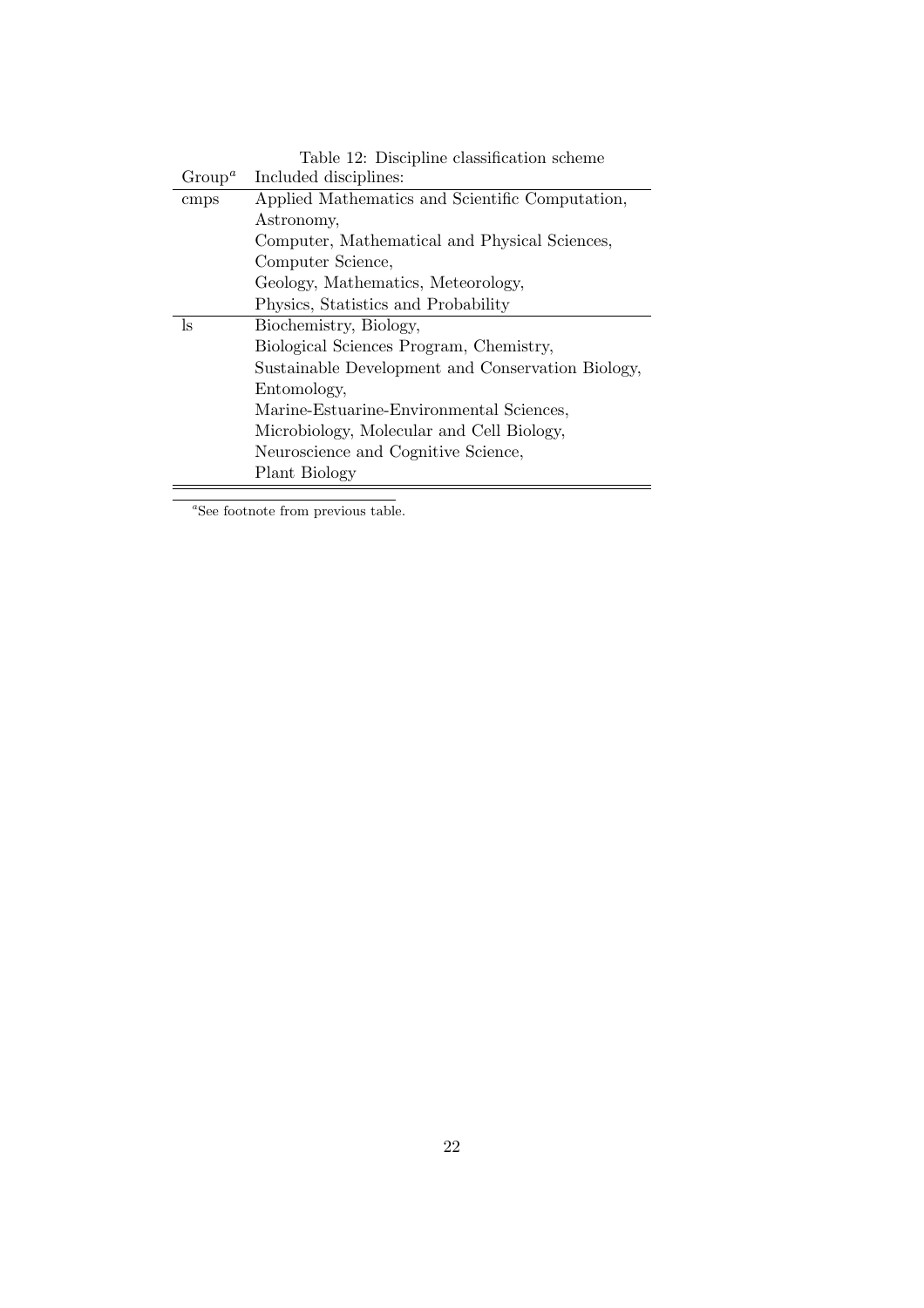Table 12: Discipline classification scheme

| Group[a] | Included disciplines: |
|---|---|
| cmps | Applied Mathematics and Scientific Computation, Astronomy, Computer, Mathematical and Physical Sciences, Computer Science, Geology, Mathematics, Meteorology, Physics, Statistics and Probability |
| ls | Biochemistry, Biology, Biological Sciences Program, Chemistry, Sustainable Development and Conservation Biology, Entomology, Marine-Estuarine-Environmental Sciences, Microbiology, Molecular and Cell Biology, Neuroscience and Cognitive Science, Plant Biology |

[a]See footnote from previous table.